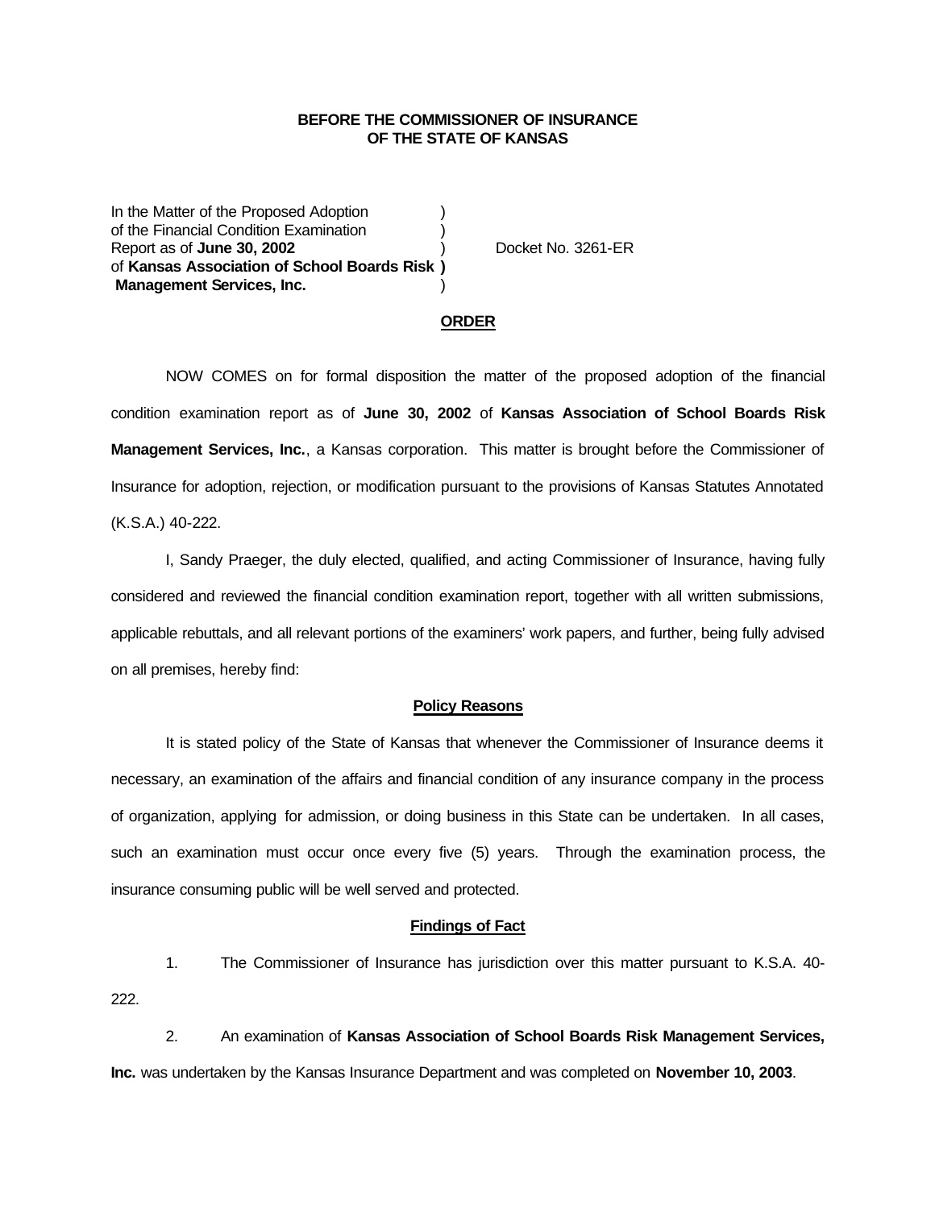**BEFORE THE COMMISSIONER OF INSURANCE**
**OF THE STATE OF KANSAS**

In the Matter of the Proposed Adoption )
of the Financial Condition Examination )
Report as of **June 30, 2002** ) Docket No. 3261-ER
of **Kansas Association of School Boards Risk )**
**Management Services, Inc.** )

**ORDER**

NOW COMES on for formal disposition the matter of the proposed adoption of the financial condition examination report as of **June 30, 2002** of **Kansas Association of School Boards Risk Management Services, Inc.**, a Kansas corporation. This matter is brought before the Commissioner of Insurance for adoption, rejection, or modification pursuant to the provisions of Kansas Statutes Annotated (K.S.A.) 40-222.

I, Sandy Praeger, the duly elected, qualified, and acting Commissioner of Insurance, having fully considered and reviewed the financial condition examination report, together with all written submissions, applicable rebuttals, and all relevant portions of the examiners' work papers, and further, being fully advised on all premises, hereby find:

**Policy Reasons**

It is stated policy of the State of Kansas that whenever the Commissioner of Insurance deems it necessary, an examination of the affairs and financial condition of any insurance company in the process of organization, applying for admission, or doing business in this State can be undertaken. In all cases, such an examination must occur once every five (5) years. Through the examination process, the insurance consuming public will be well served and protected.

**Findings of Fact**

1. The Commissioner of Insurance has jurisdiction over this matter pursuant to K.S.A. 40-222.

2. An examination of **Kansas Association of School Boards Risk Management Services, Inc.** was undertaken by the Kansas Insurance Department and was completed on **November 10, 2003**.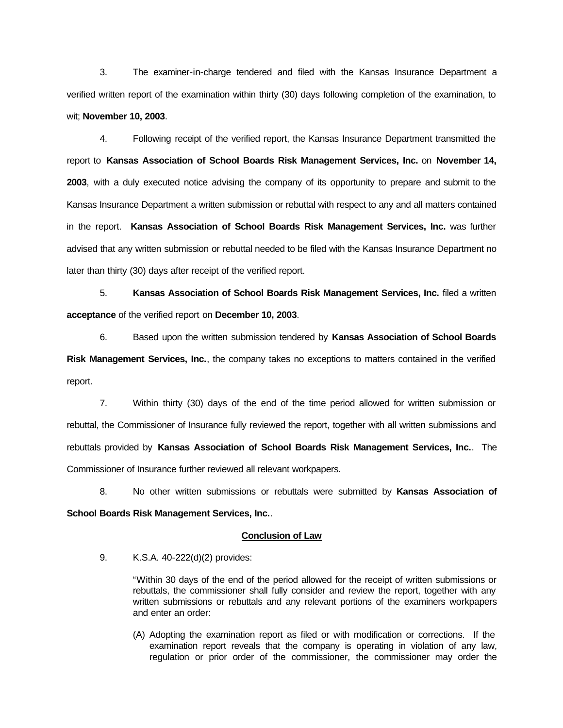3. The examiner-in-charge tendered and filed with the Kansas Insurance Department a verified written report of the examination within thirty (30) days following completion of the examination, to wit; **November 10, 2003**.

4. Following receipt of the verified report, the Kansas Insurance Department transmitted the report to **Kansas Association of School Boards Risk Management Services, Inc.** on **November 14, 2003**, with a duly executed notice advising the company of its opportunity to prepare and submit to the Kansas Insurance Department a written submission or rebuttal with respect to any and all matters contained in the report. **Kansas Association of School Boards Risk Management Services, Inc.** was further advised that any written submission or rebuttal needed to be filed with the Kansas Insurance Department no later than thirty (30) days after receipt of the verified report.

5. **Kansas Association of School Boards Risk Management Services, Inc.** filed a written **acceptance** of the verified report on **December 10, 2003**.

6. Based upon the written submission tendered by **Kansas Association of School Boards Risk Management Services, Inc.**, the company takes no exceptions to matters contained in the verified report.

7. Within thirty (30) days of the end of the time period allowed for written submission or rebuttal, the Commissioner of Insurance fully reviewed the report, together with all written submissions and rebuttals provided by **Kansas Association of School Boards Risk Management Services, Inc.**. The Commissioner of Insurance further reviewed all relevant workpapers.

8. No other written submissions or rebuttals were submitted by **Kansas Association of School Boards Risk Management Services, Inc.**.

**Conclusion of Law**

9. K.S.A. 40-222(d)(2) provides:

> "Within 30 days of the end of the period allowed for the receipt of written submissions or rebuttals, the commissioner shall fully consider and review the report, together with any written submissions or rebuttals and any relevant portions of the examiners workpapers and enter an order:
>
> (A) Adopting the examination report as filed or with modification or corrections. If the examination report reveals that the company is operating in violation of any law, regulation or prior order of the commissioner, the commissioner may order the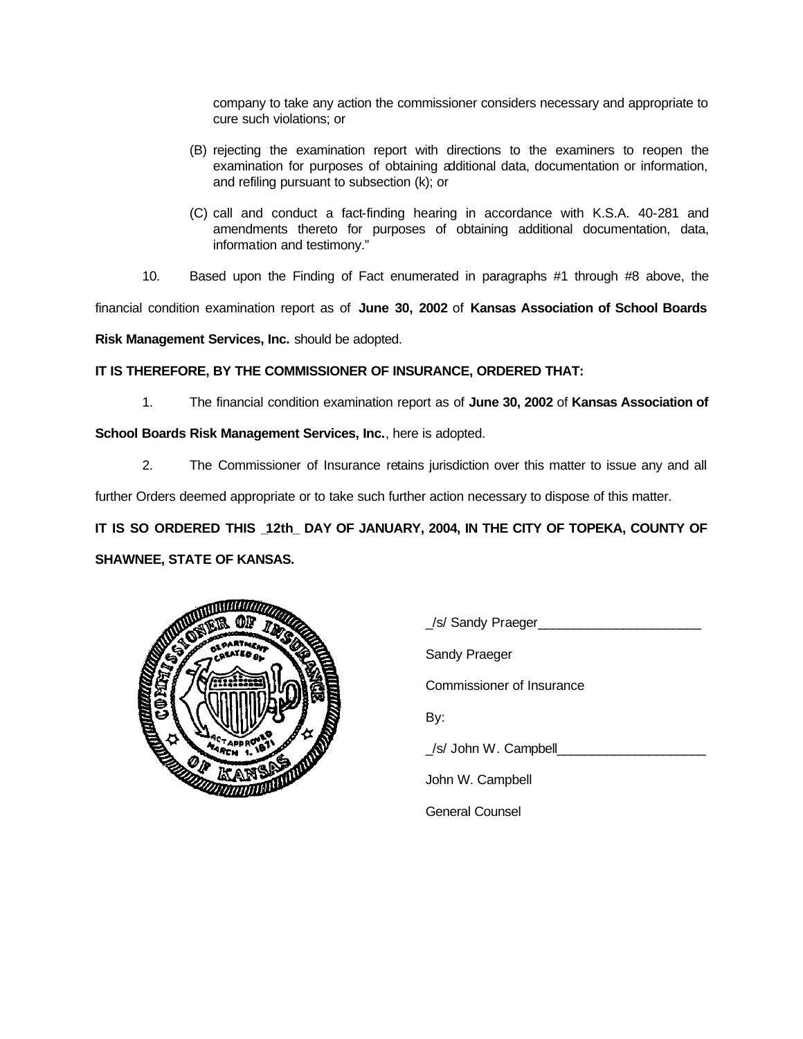company to take any action the commissioner considers necessary and appropriate to cure such violations; or

(B) rejecting the examination report with directions to the examiners to reopen the examination for purposes of obtaining additional data, documentation or information, and refiling pursuant to subsection (k); or

(C) call and conduct a fact-finding hearing in accordance with K.S.A. 40-281 and amendments thereto for purposes of obtaining additional documentation, data, information and testimony."

10. Based upon the Finding of Fact enumerated in paragraphs #1 through #8 above, the financial condition examination report as of **June 30, 2002** of **Kansas Association of School Boards Risk Management Services, Inc.** should be adopted.

**IT IS THEREFORE, BY THE COMMISSIONER OF INSURANCE, ORDERED THAT:**

1. The financial condition examination report as of **June 30, 2002** of **Kansas Association of School Boards Risk Management Services, Inc.**, here is adopted.

2. The Commissioner of Insurance retains jurisdiction over this matter to issue any and all further Orders deemed appropriate or to take such further action necessary to dispose of this matter.

**IT IS SO ORDERED THIS _12th_ DAY OF JANUARY, 2004, IN THE CITY OF TOPEKA, COUNTY OF SHAWNEE, STATE OF KANSAS.**

_/s/ Sandy Praeger______________________

Sandy Praeger

Commissioner of Insurance

By:

_/s/ John W. Campbell____________________

John W. Campbell

General Counsel